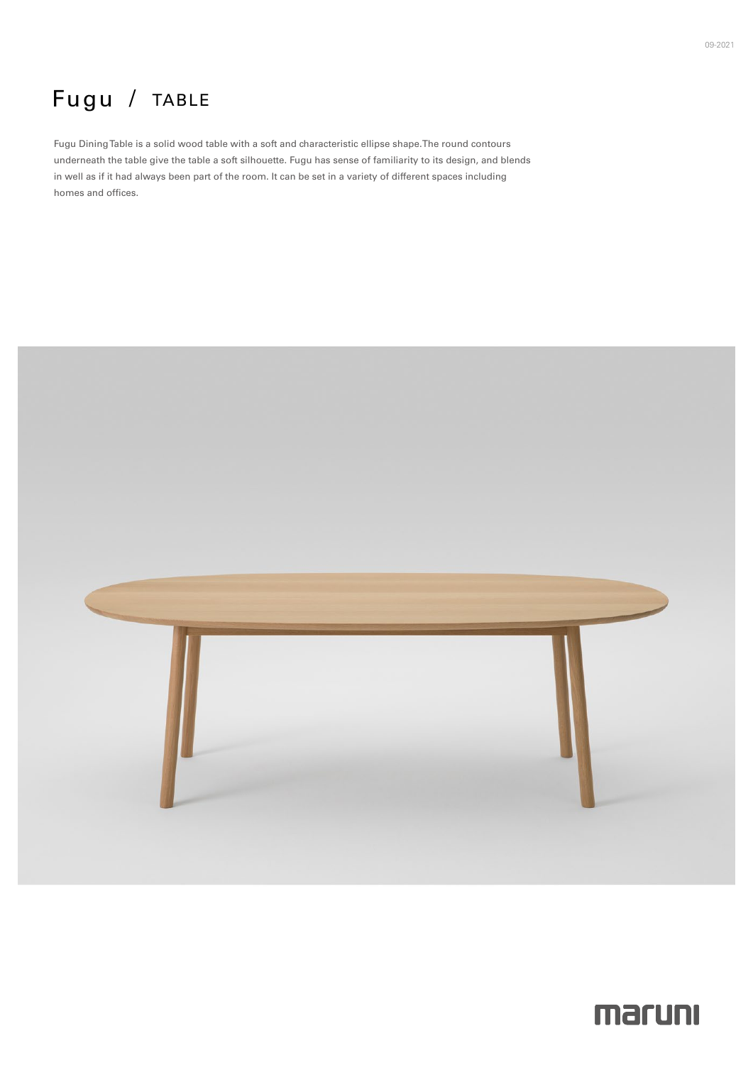# Fugu / TABLE

Fugu Dining Table is a solid wood table with a soft and characteristic ellipse shape. The round contours underneath the table give the table a soft silhouette. Fugu has sense of familiarity to its design, and blends in well as if it had always been part of the room. It can be set in a variety of different spaces including homes and offices.

maruni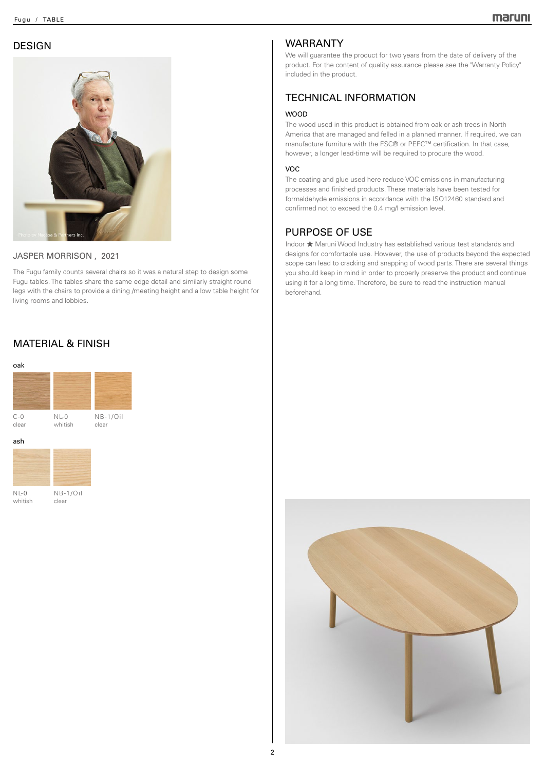## DESIGN

Photo by Nacasa & Partners Inc.

JASPER MORRISON , 2021

The Fugu family counts several chairs so it was a natural step to design some Fugu tables. The tables share the same edge detail and similarly straight round legs with the chairs to provide a dining /meeting height and a low table height for living rooms and lobbies.

## MATERIAL & FINISH

oak

C-0 clear

NL-0 whitish

NB-1/Oil clear

ash

NL-0 whitish

NB-1/Oil clear

## WARRANTY

We will guarantee the product for two years from the date of delivery of the product. For the content of quality assurance please see the "Warranty Policy" included in the product.

## TECHNICAL INFORMATION

### WOOD

The wood used in this product is obtained from oak or ash trees in North America that are managed and felled in a planned manner. If required, we can manufacture furniture with the FSC® or PEFC™ certification. In that case, however, a longer lead-time will be required to procure the wood.

### VOC

The coating and glue used here reduce VOC emissions in manufacturing processes and finished products. These materials have been tested for formaldehyde emissions in accordance with the ISO12460 standard and confirmed not to exceed the 0.4 mg/l emission level.

## PURPOSE OF USE

Indoor ★ Maruni Wood Industry has established various test standards and designs for comfortable use. However, the use of products beyond the expected scope can lead to cracking and snapping of wood parts. There are several things you should keep in mind in order to properly preserve the product and continue using it for a long time. Therefore, be sure to read the instruction manual beforehand.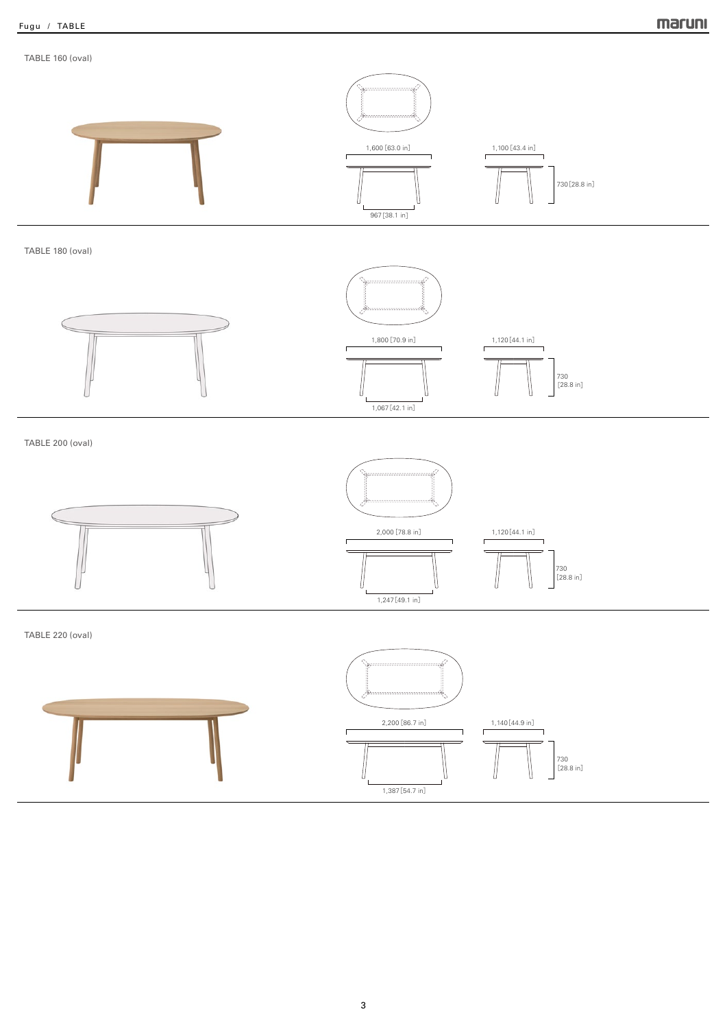## TABLE 160 (oval)

1,600 [63.0 in]

1,100 [43.4 in]

730 [28.8 in]

967 [38.1 in]

## TABLE 180 (oval)

1,800 [70.9 in]

1,120 [44.1 in]

730 [28.8 in]

1,067 [42.1 in]

## TABLE 200 (oval)

2,000 [78.8 in]

1,120 [44.1 in]

730 [28.8 in]

1,247 [49.1 in]

## TABLE 220 (oval)

2,200 [86.7 in]

1,140 [44.9 in]

730 [28.8 in]

1,387 [54.7 in]